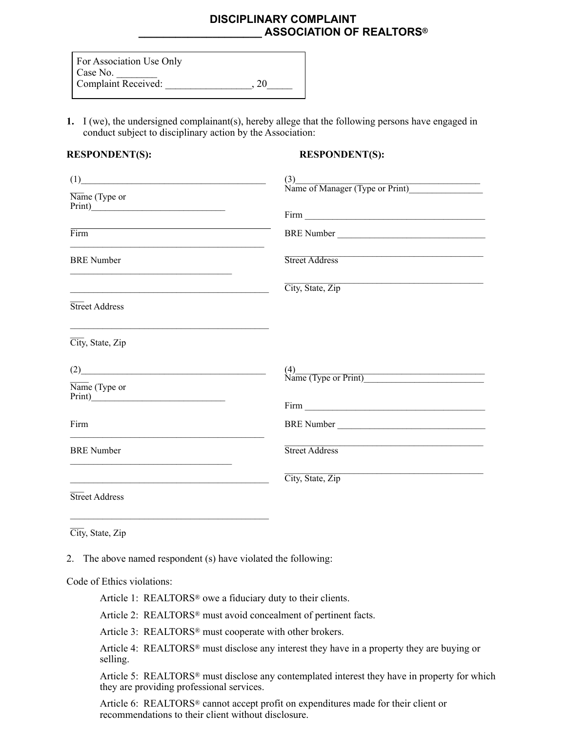# DISCIPLINARY COMPLAINT
## ____________________ ASSOCIATION OF REALTORS®

> For Association Use Only
> Case No. ________
> Complaint Received: ________________, 20_____

**1.** I (we), the undersigned complainant(s), hereby allege that the following persons have engaged in conduct subject to disciplinary action by the Association:

**RESPONDENT(S):**

(1)_________________________________________
Name (Type or Print)

_________________________________________
Firm

_________________________________________
BRE Number

_________________________________________
Street Address

_________________________________________
City, State, Zip

(2)_________________________________________
Name (Type or Print)

_________________________________________
Firm

_________________________________________
BRE Number

_________________________________________
Street Address

_________________________________________
City, State, Zip

**RESPONDENT(S):**

(3)_________________________________________
Name of Manager (Type or Print)

Firm _________________________________________

BRE Number _________________________________________

_________________________________________
Street Address

_________________________________________
City, State, Zip

(4)_________________________________________
Name (Type or Print)

Firm _________________________________________

BRE Number _________________________________________

_________________________________________
Street Address

_________________________________________
City, State, Zip

2. The above named respondent (s) have violated the following:

Code of Ethics violations:

- Article 1: REALTORS® owe a fiduciary duty to their clients.
- Article 2: REALTORS® must avoid concealment of pertinent facts.
- Article 3: REALTORS® must cooperate with other brokers.
- Article 4: REALTORS® must disclose any interest they have in a property they are buying or selling.
- Article 5: REALTORS® must disclose any contemplated interest they have in property for which they are providing professional services.
- Article 6: REALTORS® cannot accept profit on expenditures made for their client or recommendations to their client without disclosure.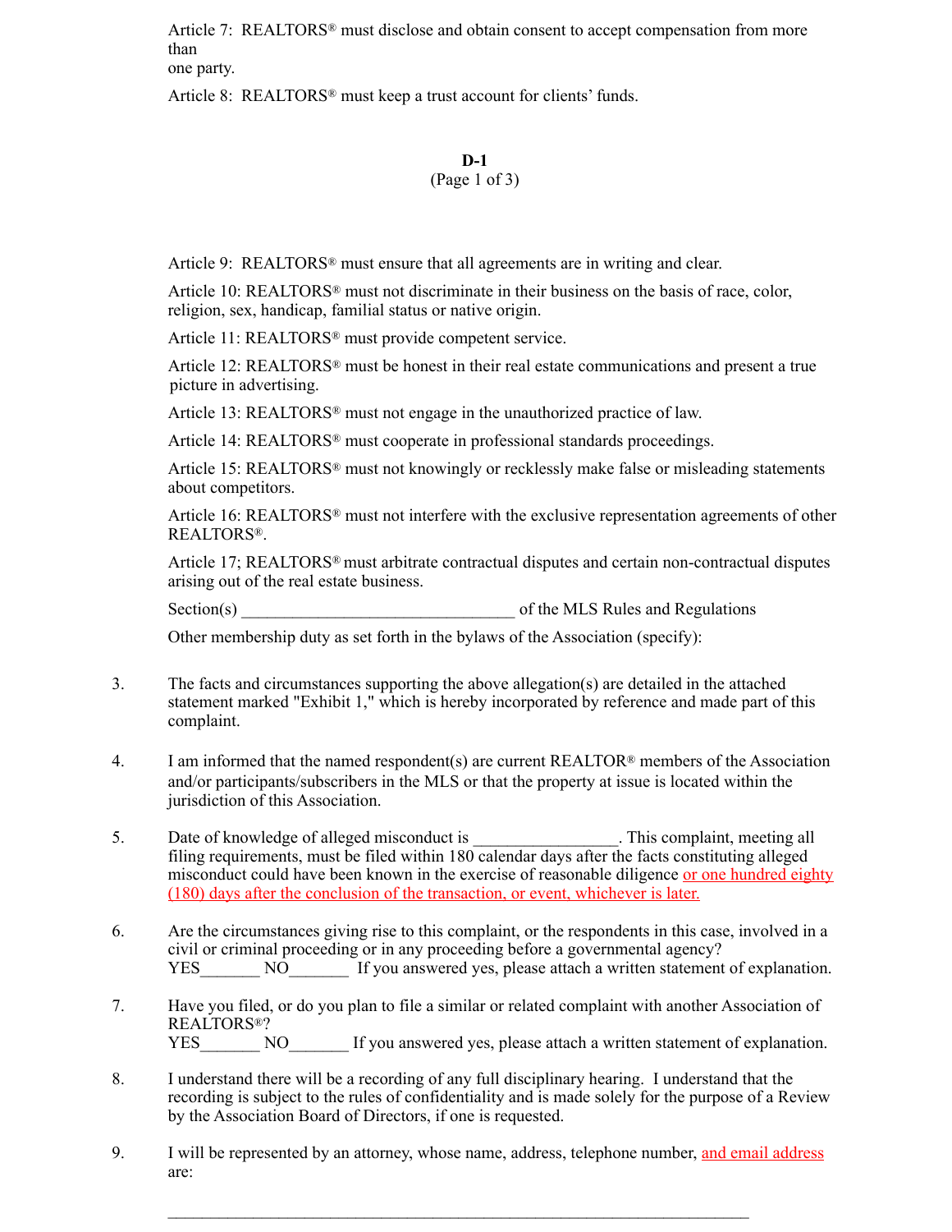Article 7: REALTORS® must disclose and obtain consent to accept compensation from more than one party.

Article 8: REALTORS® must keep a trust account for clients' funds.

Article 9: REALTORS® must ensure that all agreements are in writing and clear.

Article 10: REALTORS® must not discriminate in their business on the basis of race, color, religion, sex, handicap, familial status or native origin.

Article 11: REALTORS® must provide competent service.

Article 12: REALTORS® must be honest in their real estate communications and present a true picture in advertising.

Article 13: REALTORS® must not engage in the unauthorized practice of law.

Article 14: REALTORS® must cooperate in professional standards proceedings.

Article 15: REALTORS® must not knowingly or recklessly make false or misleading statements about competitors.

Article 16: REALTORS® must not interfere with the exclusive representation agreements of other REALTORS®.

Article 17; REALTORS® must arbitrate contractual disputes and certain non-contractual disputes arising out of the real estate business.

Section(s) ________________________________ of the MLS Rules and Regulations

Other membership duty as set forth in the bylaws of the Association (specify):

3. The facts and circumstances supporting the above allegation(s) are detailed in the attached statement marked "Exhibit 1," which is hereby incorporated by reference and made part of this complaint.

4. I am informed that the named respondent(s) are current REALTOR® members of the Association and/or participants/subscribers in the MLS or that the property at issue is located within the jurisdiction of this Association.

5. Date of knowledge of alleged misconduct is _________________. This complaint, meeting all filing requirements, must be filed within 180 calendar days after the facts constituting alleged misconduct could have been known in the exercise of reasonable diligence or one hundred eighty (180) days after the conclusion of the transaction, or event, whichever is later.

6. Are the circumstances giving rise to this complaint, or the respondents in this case, involved in a civil or criminal proceeding or in any proceeding before a governmental agency?
YES_______ NO_______ If you answered yes, please attach a written statement of explanation.

7. Have you filed, or do you plan to file a similar or related complaint with another Association of REALTORS®?
YES_______ NO_______ If you answered yes, please attach a written statement of explanation.

8. I understand there will be a recording of any full disciplinary hearing. I understand that the recording is subject to the rules of confidentiality and is made solely for the purpose of a Review by the Association Board of Directors, if one is requested.

9. I will be represented by an attorney, whose name, address, telephone number, and email address are:

_________________________________________________________________________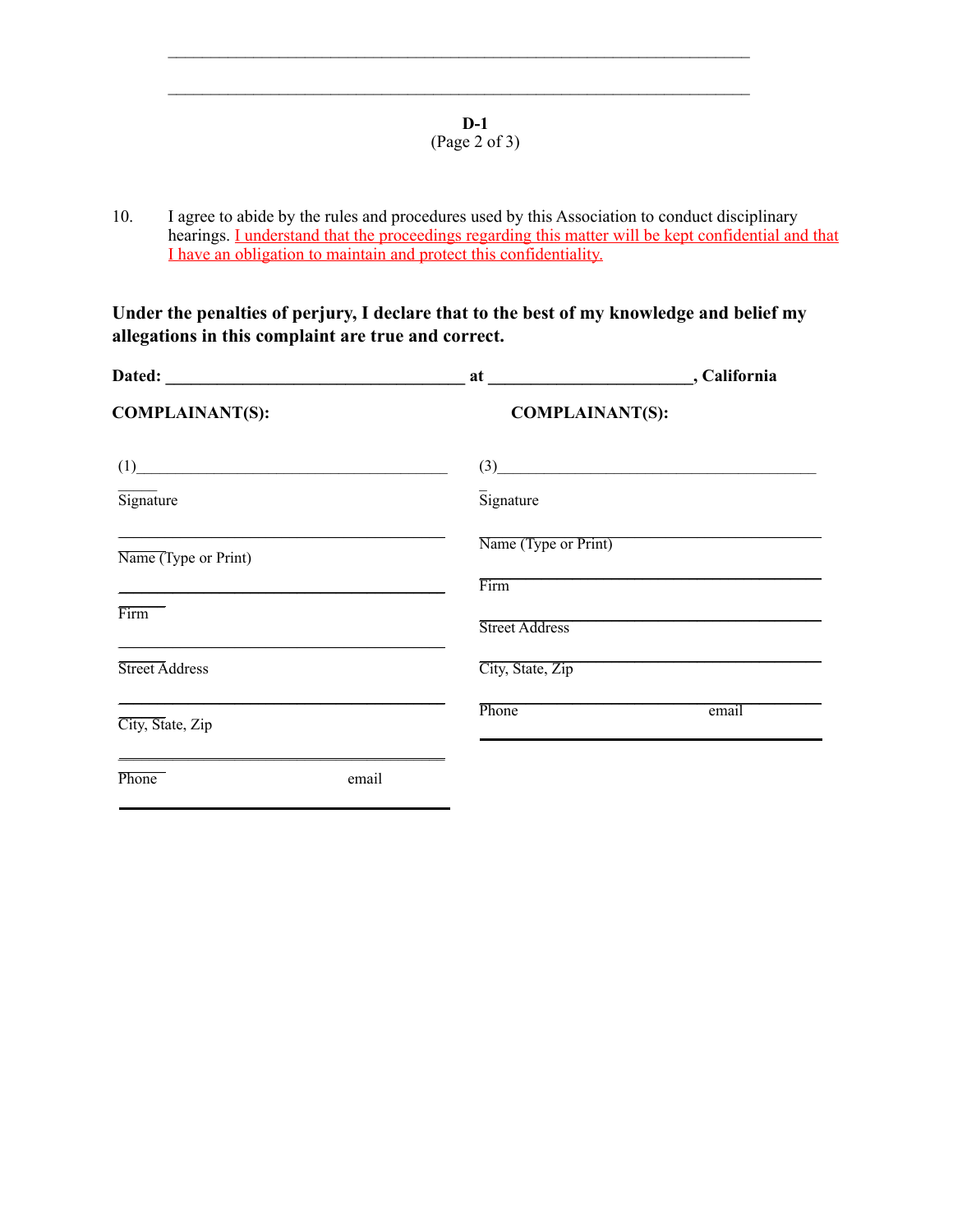\_\_\_\_\_\_\_\_\_\_\_\_\_\_\_\_\_\_\_\_\_\_\_\_\_\_\_\_\_\_\_\_\_\_\_\_\_\_\_\_\_\_\_\_\_\_\_\_\_\_\_\_\_\_\_\_\_\_\_\_\_\_\_\_\_\_\_\_

\_\_\_\_\_\_\_\_\_\_\_\_\_\_\_\_\_\_\_\_\_\_\_\_\_\_\_\_\_\_\_\_\_\_\_\_\_\_\_\_\_\_\_\_\_\_\_\_\_\_\_\_\_\_\_\_\_\_\_\_\_\_\_\_\_\_\_\_

**D-1**
(Page 2 of 3)

10. I agree to abide by the rules and procedures used by this Association to conduct disciplinary hearings. <u>I understand that the proceedings regarding this matter will be kept confidential and that I have an obligation to maintain and protect this confidentiality.</u>

**Under the penalties of perjury, I declare that to the best of my knowledge and belief my allegations in this complaint are true and correct.**

**Dated: \_\_\_\_\_\_\_\_\_\_\_\_\_\_\_\_\_\_\_\_\_\_\_\_\_\_\_\_\_\_\_\_\_\_\_\_ at \_\_\_\_\_\_\_\_\_\_\_\_\_\_\_\_\_\_\_\_\_\_\_\_, California**

**COMPLAINANT(S):**

(1)\_\_\_\_\_\_\_\_\_\_\_\_\_\_\_\_\_\_\_\_\_\_\_\_\_\_\_\_\_\_\_\_\_\_\_\_\_\_\_\_

Signature

\_\_\_\_\_\_\_\_\_\_\_\_\_\_\_\_\_\_\_\_\_\_\_\_\_\_\_\_\_\_\_\_\_\_\_\_\_\_\_\_

Name (Type or Print)

\_\_\_\_\_\_\_\_\_\_\_\_\_\_\_\_\_\_\_\_\_\_\_\_\_\_\_\_\_\_\_\_\_\_\_\_\_\_\_\_

Firm

\_\_\_\_\_\_\_\_\_\_\_\_\_\_\_\_\_\_\_\_\_\_\_\_\_\_\_\_\_\_\_\_\_\_\_\_\_\_\_\_

Street Address

\_\_\_\_\_\_\_\_\_\_\_\_\_\_\_\_\_\_\_\_\_\_\_\_\_\_\_\_\_\_\_\_\_\_\_\_\_\_\_\_

City, State, Zip

\_\_\_\_\_\_\_\_\_\_\_\_\_\_\_\_\_\_\_\_\_\_\_\_\_\_\_\_\_\_\_\_\_\_\_\_\_\_\_\_

Phone email

\_\_\_\_\_\_\_\_\_\_\_\_\_\_\_\_\_\_\_\_\_\_\_\_\_\_\_\_\_\_\_\_\_\_\_\_\_\_\_\_

**COMPLAINANT(S):**

(3)\_\_\_\_\_\_\_\_\_\_\_\_\_\_\_\_\_\_\_\_\_\_\_\_\_\_\_\_\_\_\_\_\_\_\_\_\_\_\_\_

Signature

\_\_\_\_\_\_\_\_\_\_\_\_\_\_\_\_\_\_\_\_\_\_\_\_\_\_\_\_\_\_\_\_\_\_\_\_\_\_\_\_

Name (Type or Print)

\_\_\_\_\_\_\_\_\_\_\_\_\_\_\_\_\_\_\_\_\_\_\_\_\_\_\_\_\_\_\_\_\_\_\_\_\_\_\_\_

Firm

\_\_\_\_\_\_\_\_\_\_\_\_\_\_\_\_\_\_\_\_\_\_\_\_\_\_\_\_\_\_\_\_\_\_\_\_\_\_\_\_

Street Address

\_\_\_\_\_\_\_\_\_\_\_\_\_\_\_\_\_\_\_\_\_\_\_\_\_\_\_\_\_\_\_\_\_\_\_\_\_\_\_\_

City, State, Zip

\_\_\_\_\_\_\_\_\_\_\_\_\_\_\_\_\_\_\_\_\_\_\_\_\_\_\_\_\_\_\_\_\_\_\_\_\_\_\_\_

Phone email

\_\_\_\_\_\_\_\_\_\_\_\_\_\_\_\_\_\_\_\_\_\_\_\_\_\_\_\_\_\_\_\_\_\_\_\_\_\_\_\_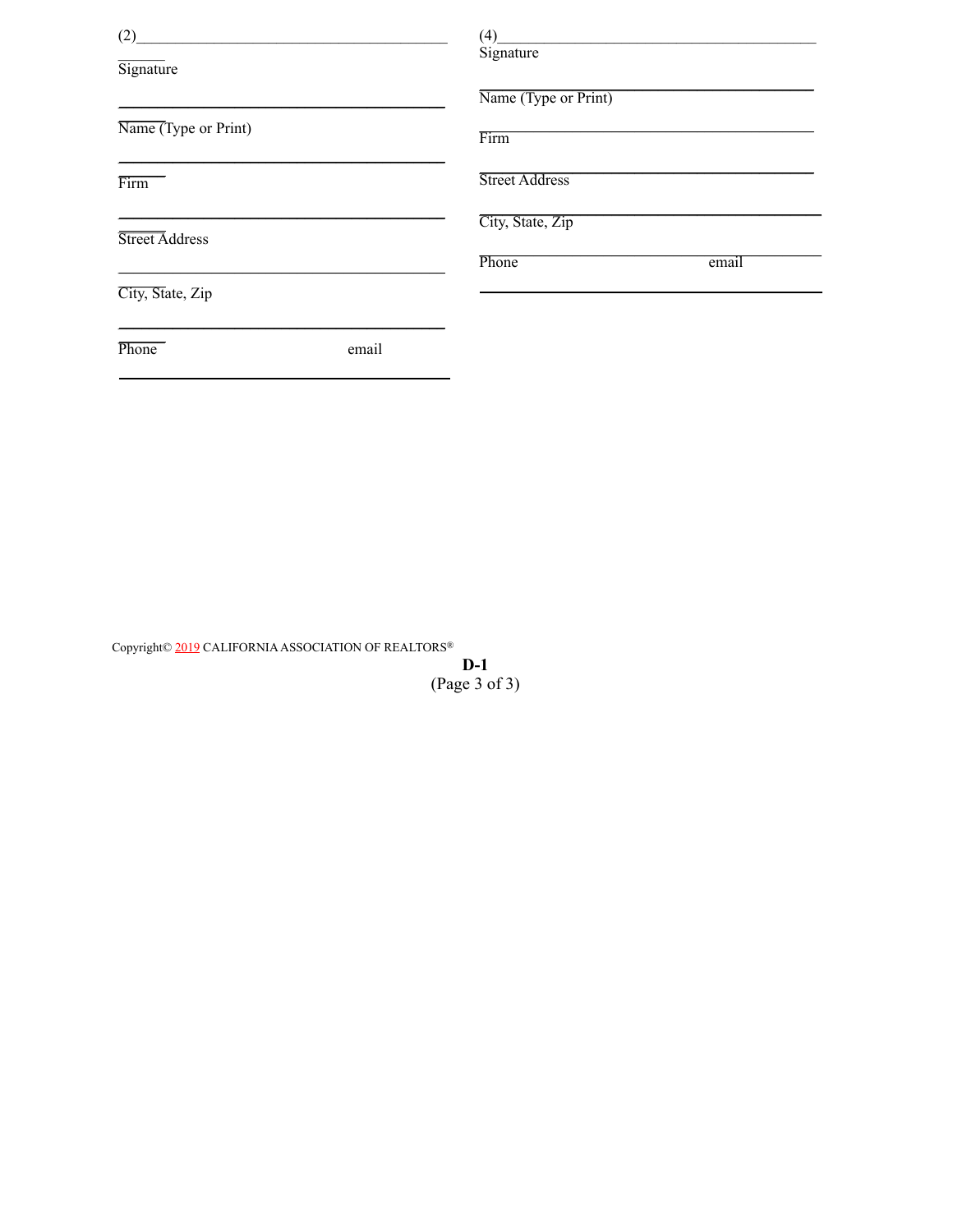(2)______________________________________

Signature

______________________________________

Name (Type or Print)

______________________________________

Firm

______________________________________

Street Address

______________________________________

City, State, Zip

______________________________________

Phone email

______________________________________

(4)______________________________________

Signature

______________________________________

Name (Type or Print)

______________________________________

Firm

______________________________________

Street Address

______________________________________

City, State, Zip

______________________________________

Phone email

______________________________________

Copyright© 2019 CALIFORNIA ASSOCIATION OF REALTORS®

**D-1**